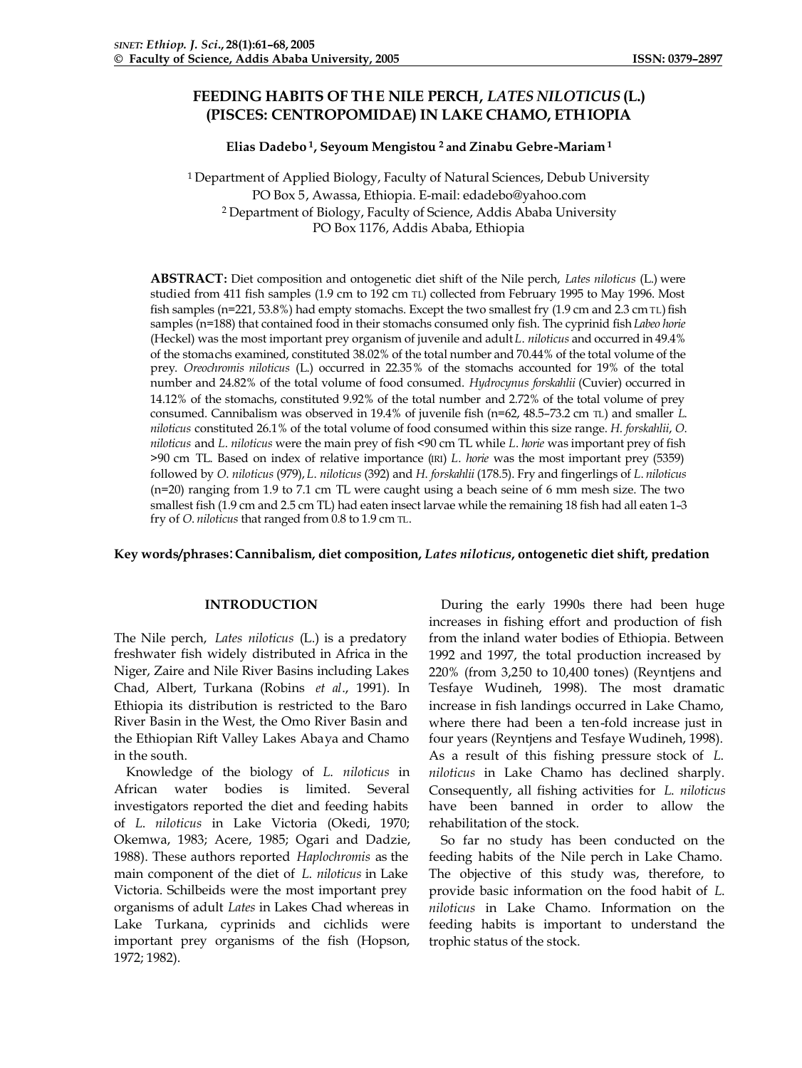# FEEDING HABITS OF THE NILE PERCH, *LATES NILOTICUS* (L.) (PISCES: CENTROPOMIDAE) IN LAKE CHAMO, ETHIOPIA

**Elias Dadebo [1], Seyoum Mengistou [2] and Zinabu Gebre-Mariam [1]**

[1] Department of Applied Biology, Faculty of Natural Sciences, Debub University
PO Box 5, Awassa, Ethiopia. E-mail: edadebo@yahoo.com
[2] Department of Biology, Faculty of Science, Addis Ababa University
PO Box 1176, Addis Ababa, Ethiopia

**ABSTRACT:** Diet composition and ontogenetic diet shift of the Nile perch, *Lates niloticus* (L.) were studied from 411 fish samples (1.9 cm to 192 cm TL) collected from February 1995 to May 1996. Most fish samples (n=221, 53.8%) had empty stomachs. Except the two smallest fry (1.9 cm and 2.3 cm TL) fish samples (n=188) that contained food in their stomachs consumed only fish. The cyprinid fish *Labeo horie* (Heckel) was the most important prey organism of juvenile and adult *L. niloticus* and occurred in 49.4% of the stomachs examined, constituted 38.02% of the total number and 70.44% of the total volume of the prey. *Oreochromis niloticus* (L.) occurred in 22.35% of the stomachs accounted for 19% of the total number and 24.82% of the total volume of food consumed. *Hydrocynus forskahlii* (Cuvier) occurred in 14.12% of the stomachs, constituted 9.92% of the total number and 2.72% of the total volume of prey consumed. Cannibalism was observed in 19.4% of juvenile fish (n=62, 48.5–73.2 cm TL) and smaller *L. niloticus* constituted 26.1% of the total volume of food consumed within this size range. *H. forskahlii*, *O. niloticus* and *L. niloticus* were the main prey of fish <90 cm TL while *L. horie* was important prey of fish >90 cm TL. Based on index of relative importance (IRI) *L. horie* was the most important prey (5359) followed by *O. niloticus* (979), *L. niloticus* (392) and *H. forskahlii* (178.5). Fry and fingerlings of *L. niloticus* (n=20) ranging from 1.9 to 7.1 cm TL were caught using a beach seine of 6 mm mesh size. The two smallest fish (1.9 cm and 2.5 cm TL) had eaten insect larvae while the remaining 18 fish had all eaten 1–3 fry of *O. niloticus* that ranged from 0.8 to 1.9 cm TL.

**Key words/phrases**: **Cannibalism, diet composition, *Lates niloticus*, ontogenetic diet shift, predation**

## INTRODUCTION

The Nile perch, *Lates niloticus* (L.) is a predatory freshwater fish widely distributed in Africa in the Niger, Zaire and Nile River Basins including Lakes Chad, Albert, Turkana (Robins *et al*., 1991). In Ethiopia its distribution is restricted to the Baro River Basin in the West, the Omo River Basin and the Ethiopian Rift Valley Lakes Abaya and Chamo in the south.

Knowledge of the biology of *L. niloticus* in African water bodies is limited. Several investigators reported the diet and feeding habits of *L. niloticus* in Lake Victoria (Okedi, 1970; Okemwa, 1983; Acere, 1985; Ogari and Dadzie, 1988). These authors reported *Haplochromis* as the main component of the diet of *L. niloticus* in Lake Victoria. Schilbeids were the most important prey organisms of adult *Lates* in Lakes Chad whereas in Lake Turkana, cyprinids and cichlids were important prey organisms of the fish (Hopson, 1972; 1982).

During the early 1990s there had been huge increases in fishing effort and production of fish from the inland water bodies of Ethiopia. Between 1992 and 1997, the total production increased by 220% (from 3,250 to 10,400 tones) (Reyntjens and Tesfaye Wudineh, 1998). The most dramatic increase in fish landings occurred in Lake Chamo, where there had been a ten-fold increase just in four years (Reyntjens and Tesfaye Wudineh, 1998). As a result of this fishing pressure stock of *L. niloticus* in Lake Chamo has declined sharply. Consequently, all fishing activities for *L. niloticus* have been banned in order to allow the rehabilitation of the stock.

So far no study has been conducted on the feeding habits of the Nile perch in Lake Chamo. The objective of this study was, therefore, to provide basic information on the food habit of *L. niloticus* in Lake Chamo. Information on the feeding habits is important to understand the trophic status of the stock.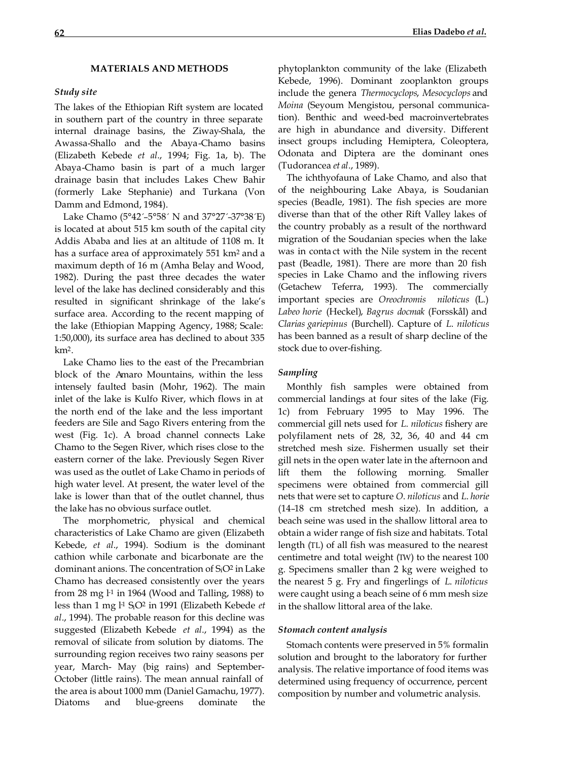## MATERIALS AND METHODS

### *Study site*

The lakes of the Ethiopian Rift system are located in southern part of the country in three separate internal drainage basins, the Ziway-Shala, the Awassa-Shallo and the Abaya-Chamo basins (Elizabeth Kebede *et al*., 1994; Fig. 1a, b). The Abaya-Chamo basin is part of a much larger drainage basin that includes Lakes Chew Bahir (formerly Lake Stephanie) and Turkana (Von Damm and Edmond, 1984).

Lake Chamo (5°42´–5°58´ N and 37°27´–37°38´E) is located at about 515 km south of the capital city Addis Ababa and lies at an altitude of 1108 m. It has a surface area of approximately 551 $km^2$ and a maximum depth of 16 m (Amha Belay and Wood, 1982). During the past three decades the water level of the lake has declined considerably and this resulted in significant shrinkage of the lake's surface area. According to the recent mapping of the lake (Ethiopian Mapping Agency, 1988; Scale: 1:50,000), its surface area has declined to about 335 $km^2$.

Lake Chamo lies to the east of the Precambrian block of the Amaro Mountains, within the less intensely faulted basin (Mohr, 1962). The main inlet of the lake is Kulfo River, which flows in at the north end of the lake and the less important feeders are Sile and Sago Rivers entering from the west (Fig. 1c). A broad channel connects Lake Chamo to the Segen River, which rises close to the eastern corner of the lake. Previously Segen River was used as the outlet of Lake Chamo in periods of high water level. At present, the water level of the lake is lower than that of the outlet channel, thus the lake has no obvious surface outlet.

The morphometric, physical and chemical characteristics of Lake Chamo are given (Elizabeth Kebede, *et al*., 1994). Sodium is the dominant cathion while carbonate and bicarbonate are the dominant anions. The concentration of $S_iO^2$ in Lake Chamo has decreased consistently over the years from 28 mg $l^{-1}$ in 1964 (Wood and Talling, 1988) to less than 1 mg $l^{-1}$ $S_iO^2$ in 1991 (Elizabeth Kebede *et al*., 1994). The probable reason for this decline was suggested (Elizabeth Kebede *et al*., 1994) as the removal of silicate from solution by diatoms. The surrounding region receives two rainy seasons per year, March- May (big rains) and September-October (little rains). The mean annual rainfall of the area is about 1000 mm (Daniel Gamachu, 1977). Diatoms and blue-greens dominate the phytoplankton community of the lake (Elizabeth Kebede, 1996). Dominant zooplankton groups include the genera *Thermocyclops*, *Mesocyclops* and *Moina* (Seyoum Mengistou, personal communication). Benthic and weed-bed macroinvertebrates are high in abundance and diversity. Different insect groups including Hemiptera, Coleoptera, Odonata and Diptera are the dominant ones (Tudorancea *et al*., 1989).

The ichthyofauna of Lake Chamo, and also that of the neighbouring Lake Abaya, is Soudanian species (Beadle, 1981). The fish species are more diverse than that of the other Rift Valley lakes of the country probably as a result of the northward migration of the Soudanian species when the lake was in contact with the Nile system in the recent past (Beadle, 1981). There are more than 20 fish species in Lake Chamo and the inflowing rivers (Getachew Teferra, 1993). The commercially important species are *Oreochromis niloticus* (L.) *Labeo horie* (Heckel), *Bagrus docmak* (Forsskål) and *Clarias gariepinus* (Burchell). Capture of *L. niloticus* has been banned as a result of sharp decline of the stock due to over-fishing.

### *Sampling*

Monthly fish samples were obtained from commercial landings at four sites of the lake (Fig. 1c) from February 1995 to May 1996. The commercial gill nets used for *L. niloticus* fishery are polyfilament nets of 28, 32, 36, 40 and 44 cm stretched mesh size. Fishermen usually set their gill nets in the open water late in the afternoon and lift them the following morning. Smaller specimens were obtained from commercial gill nets that were set to capture *O. niloticus* and *L. horie* (14–18 cm stretched mesh size). In addition, a beach seine was used in the shallow littoral area to obtain a wider range of fish size and habitats. Total length (TL) of all fish was measured to the nearest centimetre and total weight (TW) to the nearest 100 g. Specimens smaller than 2 kg were weighed to the nearest 5 g. Fry and fingerlings of *L. niloticus* were caught using a beach seine of 6 mm mesh size in the shallow littoral area of the lake.

### *Stomach content analysis*

Stomach contents were preserved in 5% formalin solution and brought to the laboratory for further analysis. The relative importance of food items was determined using frequency of occurrence, percent composition by number and volumetric analysis.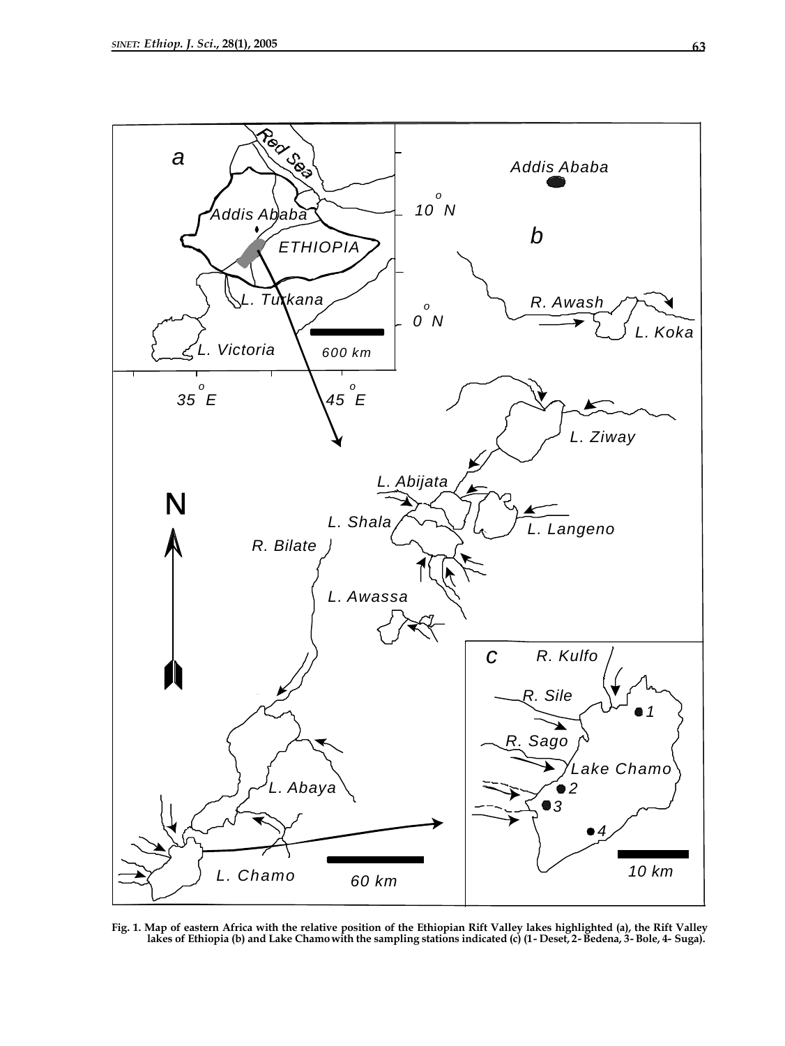Fig. 1. Map of eastern Africa with the relative position of the Ethiopian Rift Valley lakes highlighted (a), the Rift Valley lakes of Ethiopia (b) and Lake Chamo with the sampling stations indicated (c) (1- Deset, 2- Bedena, 3- Bole, 4- Suga).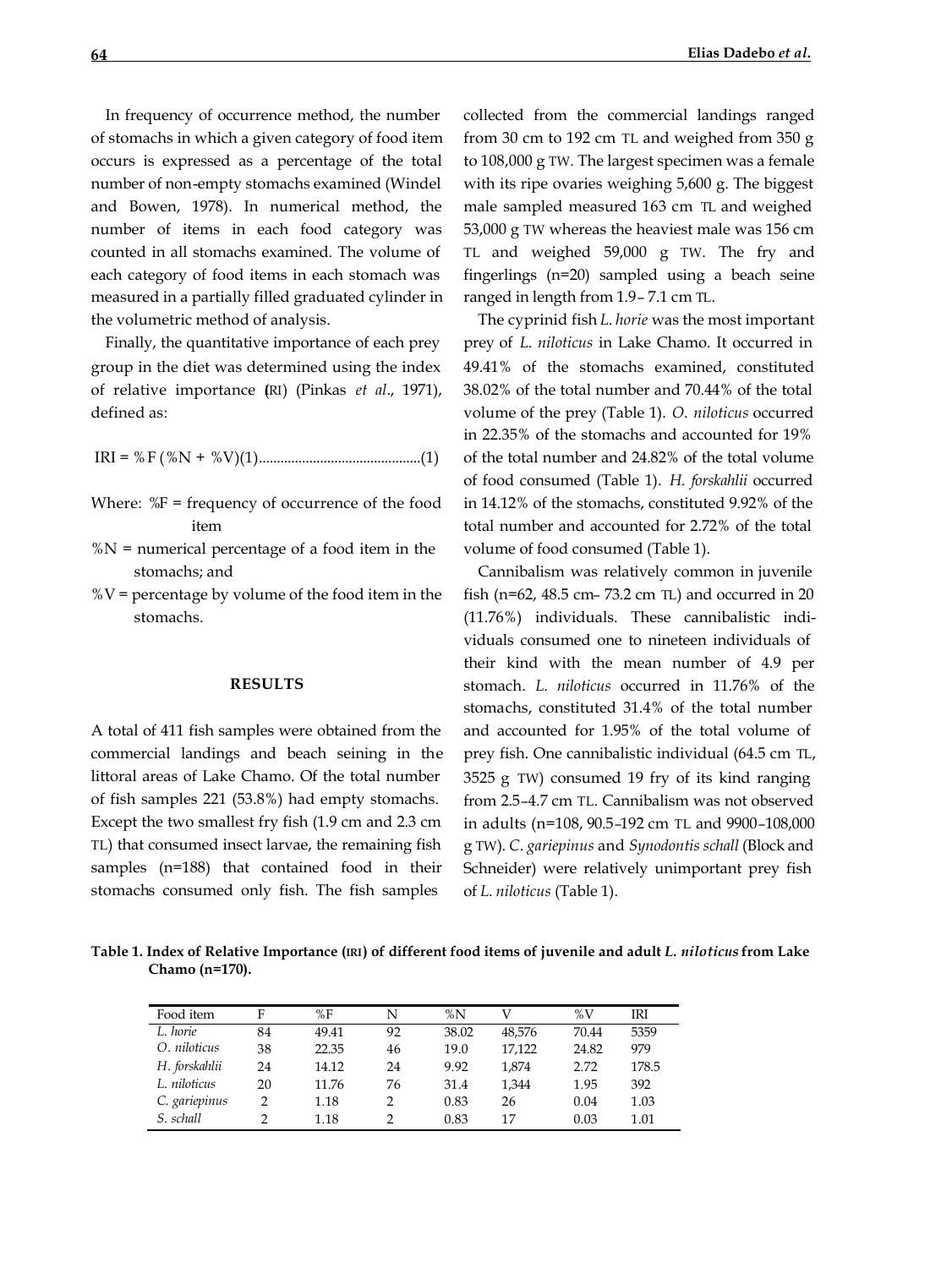In frequency of occurrence method, the number of stomachs in which a given category of food item occurs is expressed as a percentage of the total number of non-empty stomachs examined (Windel and Bowen, 1978). In numerical method, the number of items in each food category was counted in all stomachs examined. The volume of each category of food items in each stomach was measured in a partially filled graduated cylinder in the volumetric method of analysis.

Finally, the quantitative importance of each prey group in the diet was determined using the index of relative importance (IRI) (Pinkas *et al*., 1971), defined as:

$$IRI = \%F\,(\%N + \%V) \quad (1)$$

Where: %F = frequency of occurrence of the food item

%N = numerical percentage of a food item in the stomachs; and

%V = percentage by volume of the food item in the stomachs.

## RESULTS

A total of 411 fish samples were obtained from the commercial landings and beach seining in the littoral areas of Lake Chamo. Of the total number of fish samples 221 (53.8%) had empty stomachs. Except the two smallest fry fish (1.9 cm and 2.3 cm TL) that consumed insect larvae, the remaining fish samples (n=188) that contained food in their stomachs consumed only fish. The fish samples collected from the commercial landings ranged from 30 cm to 192 cm TL and weighed from 350 g to 108,000 g TW. The largest specimen was a female with its ripe ovaries weighing 5,600 g. The biggest male sampled measured 163 cm TL and weighed 53,000 g TW whereas the heaviest male was 156 cm TL and weighed 59,000 g TW. The fry and fingerlings (n=20) sampled using a beach seine ranged in length from 1.9– 7.1 cm TL.

The cyprinid fish *L. horie* was the most important prey of *L. niloticus* in Lake Chamo. It occurred in 49.41% of the stomachs examined, constituted 38.02% of the total number and 70.44% of the total volume of the prey (Table 1). *O. niloticus* occurred in 22.35% of the stomachs and accounted for 19% of the total number and 24.82% of the total volume of food consumed (Table 1). *H. forskahlii* occurred in 14.12% of the stomachs, constituted 9.92% of the total number and accounted for 2.72% of the total volume of food consumed (Table 1).

Cannibalism was relatively common in juvenile fish (n=62, 48.5 cm– 73.2 cm TL) and occurred in 20 (11.76%) individuals. These cannibalistic individuals consumed one to nineteen individuals of their kind with the mean number of 4.9 per stomach. *L. niloticus* occurred in 11.76% of the stomachs, constituted 31.4% of the total number and accounted for 1.95% of the total volume of prey fish. One cannibalistic individual (64.5 cm TL, 3525 g TW) consumed 19 fry of its kind ranging from 2.5–4.7 cm TL. Cannibalism was not observed in adults (n=108, 90.5–192 cm TL and 9900–108,000 g TW). *C. gariepinus* and *Synodontis schall* (Block and Schneider) were relatively unimportant prey fish of *L. niloticus* (Table 1).

**Table 1. Index of Relative Importance (IRI) of different food items of juvenile and adult *L. niloticus* from Lake Chamo (n=170).**

| Food item | F | %F | N | %N | V | %V | IRI |
|---|---|---|---|---|---|---|---|
| *L. horie* | 84 | 49.41 | 92 | 38.02 | 48,576 | 70.44 | 5359 |
| *O. niloticus* | 38 | 22.35 | 46 | 19.0 | 17,122 | 24.82 | 979 |
| *H. forskahlii* | 24 | 14.12 | 24 | 9.92 | 1,874 | 2.72 | 178.5 |
| *L. niloticus* | 20 | 11.76 | 76 | 31.4 | 1,344 | 1.95 | 392 |
| *C. gariepinus* | 2 | 1.18 | 2 | 0.83 | 26 | 0.04 | 1.03 |
| *S. schall* | 2 | 1.18 | 2 | 0.83 | 17 | 0.03 | 1.01 |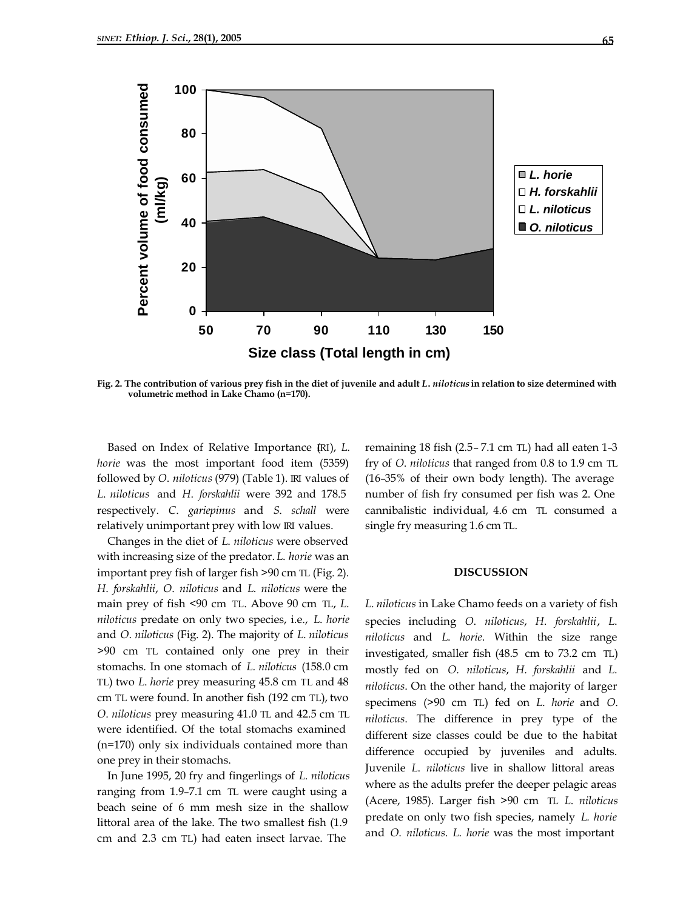Fig. 2. The contribution of various prey fish in the diet of juvenile and adult *L. niloticus* in relation to size determined with volumetric method in Lake Chamo (n=170).

Based on Index of Relative Importance (IRI), *L. horie* was the most important food item (5359) followed by *O. niloticus* (979) (Table 1). IRI values of *L. niloticus* and *H. forskahlii* were 392 and 178.5 respectively. *C. gariepinus* and *S. schall* were relatively unimportant prey with low IRI values.

Changes in the diet of *L. niloticus* were observed with increasing size of the predator. *L. horie* was an important prey fish of larger fish >90 cm TL (Fig. 2). *H. forskahlii*, *O. niloticus* and *L. niloticus* were the main prey of fish <90 cm TL. Above 90 cm TL, *L. niloticus* predate on only two species, i.e., *L. horie* and *O. niloticus* (Fig. 2). The majority of *L. niloticus* >90 cm TL contained only one prey in their stomachs. In one stomach of *L. niloticus* (158.0 cm TL) two *L. horie* prey measuring 45.8 cm TL and 48 cm TL were found. In another fish (192 cm TL), two *O. niloticus* prey measuring 41.0 TL and 42.5 cm TL were identified. Of the total stomachs examined (n=170) only six individuals contained more than one prey in their stomachs.

In June 1995, 20 fry and fingerlings of *L. niloticus* ranging from 1.9–7.1 cm TL were caught using a beach seine of 6 mm mesh size in the shallow littoral area of the lake. The two smallest fish (1.9 cm and 2.3 cm TL) had eaten insect larvae. The remaining 18 fish (2.5– 7.1 cm TL) had all eaten 1–3 fry of *O. niloticus* that ranged from 0.8 to 1.9 cm TL (16–35% of their own body length). The average number of fish fry consumed per fish was 2. One cannibalistic individual, 4.6 cm TL consumed a single fry measuring 1.6 cm TL.

## DISCUSSION

*L. niloticus* in Lake Chamo feeds on a variety of fish species including *O. niloticus*, *H. forskahlii*, *L. niloticus* and *L. horie*. Within the size range investigated, smaller fish (48.5 cm to 73.2 cm TL) mostly fed on *O. niloticus*, *H. forskahlii* and *L. niloticus*. On the other hand, the majority of larger specimens (>90 cm TL) fed on *L. horie* and *O. niloticus*. The difference in prey type of the different size classes could be due to the habitat difference occupied by juveniles and adults. Juvenile *L. niloticus* live in shallow littoral areas where as the adults prefer the deeper pelagic areas (Acere, 1985). Larger fish >90 cm TL *L. niloticus* predate on only two fish species, namely *L. horie* and *O. niloticus*. *L. horie* was the most important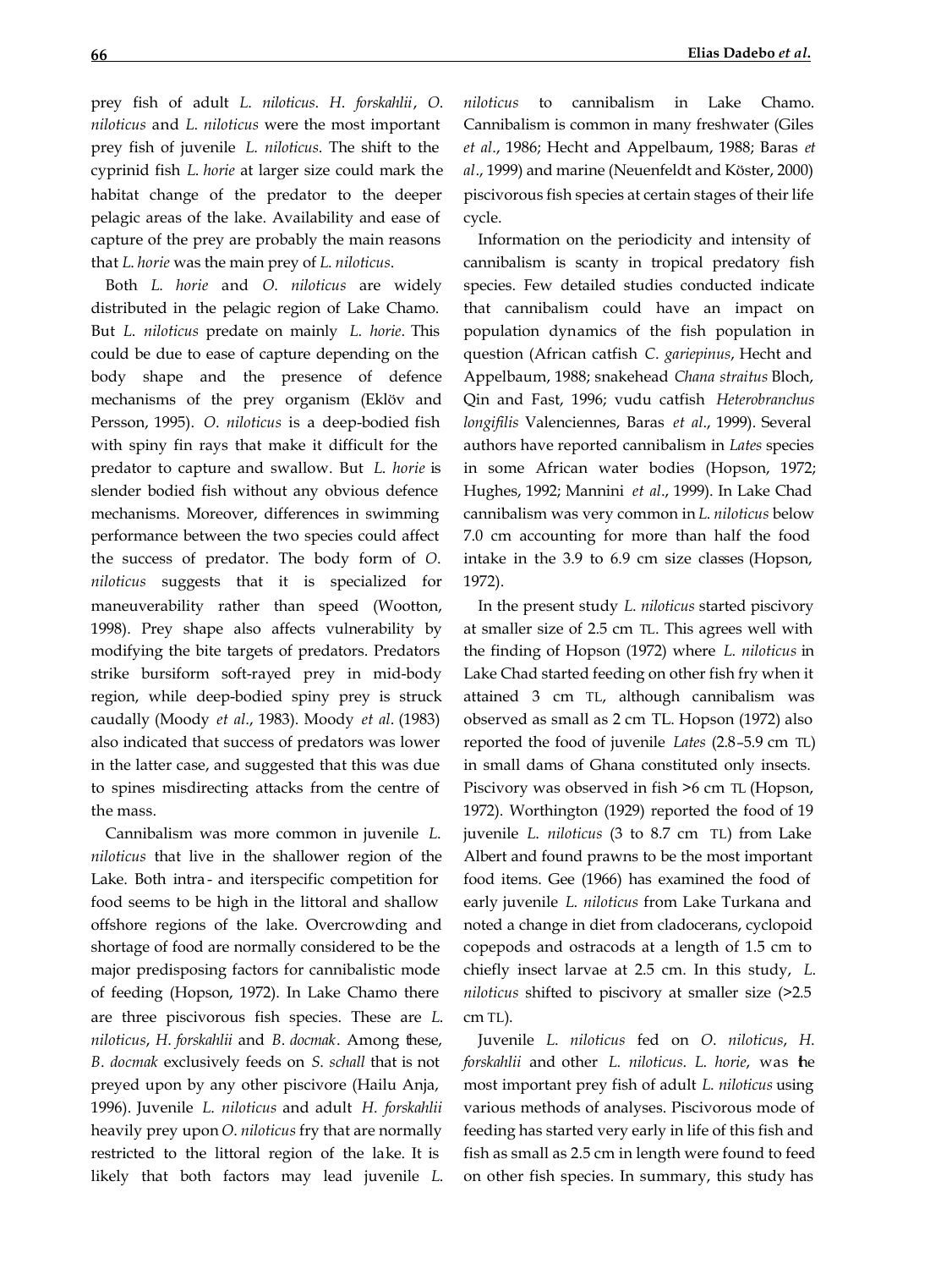prey fish of adult *L. niloticus*. *H. forskahlii*, *O. niloticus* and *L. niloticus* were the most important prey fish of juvenile *L. niloticus*. The shift to the cyprinid fish *L. horie* at larger size could mark the habitat change of the predator to the deeper pelagic areas of the lake. Availability and ease of capture of the prey are probably the main reasons that *L. horie* was the main prey of *L. niloticus*.

Both *L. horie* and *O. niloticus* are widely distributed in the pelagic region of Lake Chamo. But *L. niloticus* predate on mainly *L. horie*. This could be due to ease of capture depending on the body shape and the presence of defence mechanisms of the prey organism (Eklöv and Persson, 1995). *O. niloticus* is a deep-bodied fish with spiny fin rays that make it difficult for the predator to capture and swallow. But *L. horie* is slender bodied fish without any obvious defence mechanisms. Moreover, differences in swimming performance between the two species could affect the success of predator. The body form of *O. niloticus* suggests that it is specialized for maneuverability rather than speed (Wootton, 1998). Prey shape also affects vulnerability by modifying the bite targets of predators. Predators strike bursiform soft-rayed prey in mid-body region, while deep-bodied spiny prey is struck caudally (Moody *et al*., 1983). Moody *et al*. (1983) also indicated that success of predators was lower in the latter case, and suggested that this was due to spines misdirecting attacks from the centre of the mass.

Cannibalism was more common in juvenile *L. niloticus* that live in the shallower region of the Lake. Both intra- and iterspecific competition for food seems to be high in the littoral and shallow offshore regions of the lake. Overcrowding and shortage of food are normally considered to be the major predisposing factors for cannibalistic mode of feeding (Hopson, 1972). In Lake Chamo there are three piscivorous fish species. These are *L. niloticus*, *H. forskahlii* and *B. docmak*. Among these, *B. docmak* exclusively feeds on *S. schall* that is not preyed upon by any other piscivore (Hailu Anja, 1996). Juvenile *L. niloticus* and adult *H. forskahlii* heavily prey upon *O. niloticus* fry that are normally restricted to the littoral region of the lake. It is likely that both factors may lead juvenile *L. niloticus* to cannibalism in Lake Chamo. Cannibalism is common in many freshwater (Giles *et al*., 1986; Hecht and Appelbaum, 1988; Baras *et al*., 1999) and marine (Neuenfeldt and Köster, 2000) piscivorous fish species at certain stages of their life cycle.

Information on the periodicity and intensity of cannibalism is scanty in tropical predatory fish species. Few detailed studies conducted indicate that cannibalism could have an impact on population dynamics of the fish population in question (African catfish *C. gariepinus*, Hecht and Appelbaum, 1988; snakehead *Chana straitus* Bloch, Qin and Fast, 1996; vudu catfish *Heterobranchus longifilis* Valenciennes, Baras *et al*., 1999). Several authors have reported cannibalism in *Lates* species in some African water bodies (Hopson, 1972; Hughes, 1992; Mannini *et al*., 1999). In Lake Chad cannibalism was very common in *L. niloticus* below 7.0 cm accounting for more than half the food intake in the 3.9 to 6.9 cm size classes (Hopson, 1972).

In the present study *L. niloticus* started piscivory at smaller size of 2.5 cm TL. This agrees well with the finding of Hopson (1972) where *L. niloticus* in Lake Chad started feeding on other fish fry when it attained 3 cm TL, although cannibalism was observed as small as 2 cm TL. Hopson (1972) also reported the food of juvenile *Lates* (2.8–5.9 cm TL) in small dams of Ghana constituted only insects. Piscivory was observed in fish >6 cm TL (Hopson, 1972). Worthington (1929) reported the food of 19 juvenile *L. niloticus* (3 to 8.7 cm TL) from Lake Albert and found prawns to be the most important food items. Gee (1966) has examined the food of early juvenile *L. niloticus* from Lake Turkana and noted a change in diet from cladocerans, cyclopoid copepods and ostracods at a length of 1.5 cm to chiefly insect larvae at 2.5 cm. In this study, *L. niloticus* shifted to piscivory at smaller size (>2.5 cm TL).

Juvenile *L. niloticus* fed on *O. niloticus*, *H. forskahlii* and other *L. niloticus*. *L. horie*, was the most important prey fish of adult *L. niloticus* using various methods of analyses. Piscivorous mode of feeding has started very early in life of this fish and fish as small as 2.5 cm in length were found to feed on other fish species. In summary, this study has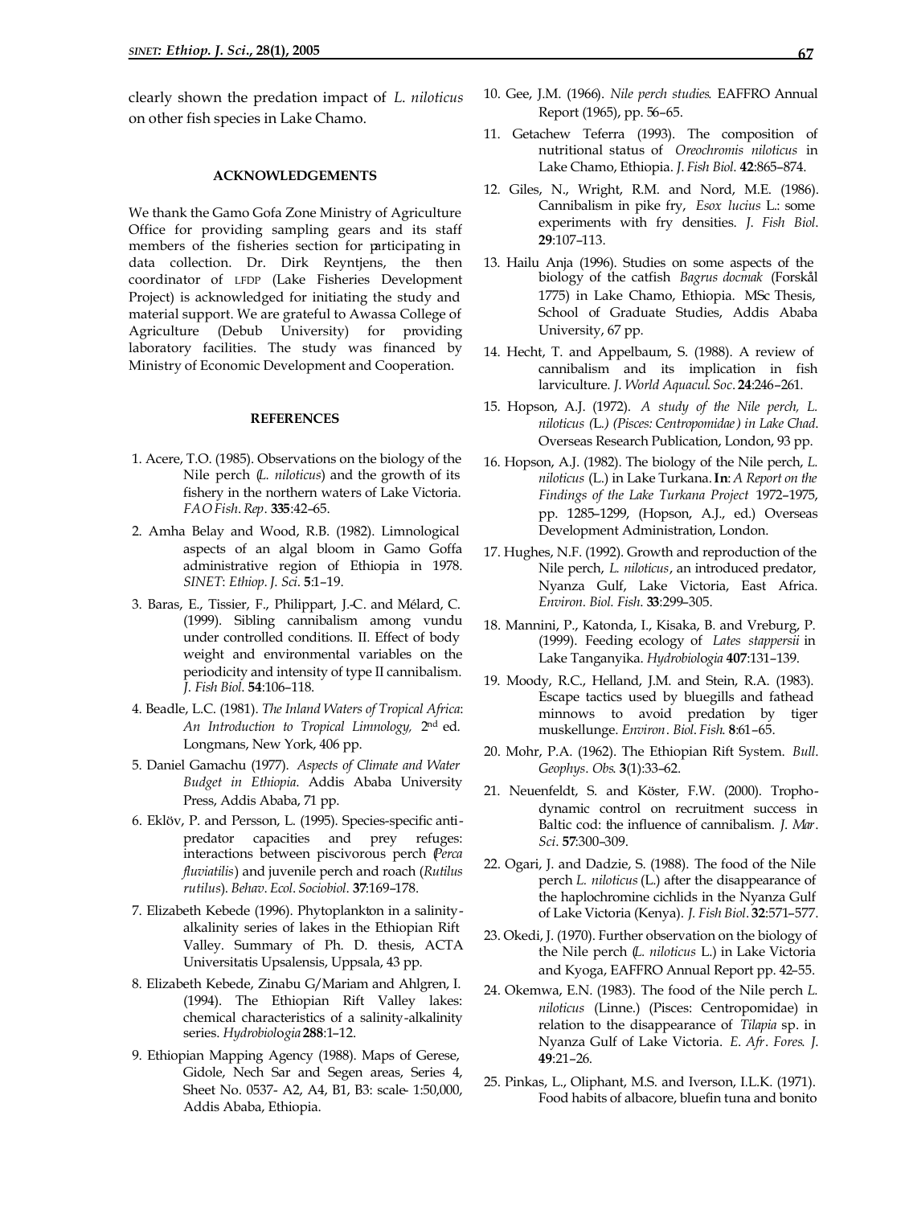clearly shown the predation impact of *L. niloticus* on other fish species in Lake Chamo.

## ACKNOWLEDGEMENTS

We thank the Gamo Gofa Zone Ministry of Agriculture Office for providing sampling gears and its staff members of the fisheries section for participating in data collection. Dr. Dirk Reyntjens, the then coordinator of LFDP (Lake Fisheries Development Project) is acknowledged for initiating the study and material support. We are grateful to Awassa College of Agriculture (Debub University) for providing laboratory facilities. The study was financed by Ministry of Economic Development and Cooperation.

## REFERENCES

1. Acere, T.O. (1985). Observations on the biology of the Nile perch (*L. niloticus*) and the growth of its fishery in the northern waters of Lake Victoria. *FAO Fish. Rep.* **335**:42–65.
2. Amha Belay and Wood, R.B. (1982). Limnological aspects of an algal bloom in Gamo Goffa administrative region of Ethiopia in 1978. *SINET: Ethiop. J. Sci.* **5**:1–19.
3. Baras, E., Tissier, F., Philippart, J.-C. and Mélard, C. (1999). Sibling cannibalism among vundu under controlled conditions. II. Effect of body weight and environmental variables on the periodicity and intensity of type II cannibalism. *J. Fish Biol.* **54**:106–118.
4. Beadle, L.C. (1981). *The Inland Waters of Tropical Africa: An Introduction to Tropical Limnology,* 2nd ed. Longmans, New York, 406 pp.
5. Daniel Gamachu (1977). *Aspects of Climate and Water Budget in Ethiopia*. Addis Ababa University Press, Addis Ababa, 71 pp.
6. Eklöv, P. and Persson, L. (1995). Species-specific anti-predator capacities and prey refuges: interactions between piscivorous perch (*Perca fluviatilis*) and juvenile perch and roach (*Rutilus rutilus*). *Behav. Ecol. Sociobiol.* **37**:169–178.
7. Elizabeth Kebede (1996). Phytoplankton in a salinity-alkalinity series of lakes in the Ethiopian Rift Valley. Summary of Ph. D. thesis, ACTA Universitatis Upsalensis, Uppsala, 43 pp.
8. Elizabeth Kebede, Zinabu G/Mariam and Ahlgren, I. (1994). The Ethiopian Rift Valley lakes: chemical characteristics of a salinity-alkalinity series. *Hydrobiologia* **288**:1–12.
9. Ethiopian Mapping Agency (1988). Maps of Gerese, Gidole, Nech Sar and Segen areas, Series 4, Sheet No. 0537- A2, A4, B1, B3: scale- 1:50,000, Addis Ababa, Ethiopia.
10. Gee, J.M. (1966). *Nile perch studies*. EAFFRO Annual Report (1965), pp. 56–65.
11. Getachew Teferra (1993). The composition of nutritional status of *Oreochromis niloticus* in Lake Chamo, Ethiopia. *J. Fish Biol.* **42**:865–874.
12. Giles, N., Wright, R.M. and Nord, M.E. (1986). Cannibalism in pike fry, *Esox lucius* L.: some experiments with fry densities. *J. Fish Biol.* **29**:107–113.
13. Hailu Anja (1996). Studies on some aspects of the biology of the catfish *Bagrus docmak* (Forskål 1775) in Lake Chamo, Ethiopia. MSc Thesis, School of Graduate Studies, Addis Ababa University, 67 pp.
14. Hecht, T. and Appelbaum, S. (1988). A review of cannibalism and its implication in fish larviculture. *J. World Aquacul. Soc.* **24**:246–261.
15. Hopson, A.J. (1972). *A study of the Nile perch, L. niloticus (L.) (Pisces: Centropomidae) in Lake Chad*. Overseas Research Publication, London, 93 pp.
16. Hopson, A.J. (1982). The biology of the Nile perch, *L. niloticus* (L.) in Lake Turkana. **In**: *A Report on the Findings of the Lake Turkana Project* 1972–1975, pp. 1285–1299, (Hopson, A.J., ed.) Overseas Development Administration, London.
17. Hughes, N.F. (1992). Growth and reproduction of the Nile perch, *L. niloticus*, an introduced predator, Nyanza Gulf, Lake Victoria, East Africa. *Environ. Biol. Fish.* **33**:299–305.
18. Mannini, P., Katonda, I., Kisaka, B. and Vreburg, P. (1999). Feeding ecology of *Lates stappersii* in Lake Tanganyika. *Hydrobiologia* **407**:131–139.
19. Moody, R.C., Helland, J.M. and Stein, R.A. (1983). Escape tactics used by bluegills and fathead minnows to avoid predation by tiger muskellunge. *Environ. Biol. Fish.* **8**:61–65.
20. Mohr, P.A. (1962). The Ethiopian Rift System. *Bull. Geophys. Obs.* **3**(1):33–62.
21. Neuenfeldt, S. and Köster, F.W. (2000). Trophodynamic control on recruitment success in Baltic cod: the influence of cannibalism. *J. Mar. Sci.* **57**:300–309.
22. Ogari, J. and Dadzie, S. (1988). The food of the Nile perch *L. niloticus* (L.) after the disappearance of the haplochromine cichlids in the Nyanza Gulf of Lake Victoria (Kenya). *J. Fish Biol.* **32**:571–577.
23. Okedi, J. (1970). Further observation on the biology of the Nile perch (*L. niloticus* L.) in Lake Victoria and Kyoga, EAFFRO Annual Report pp. 42–55.
24. Okemwa, E.N. (1983). The food of the Nile perch *L. niloticus* (Linne.) (Pisces: Centropomidae) in relation to the disappearance of *Tilapia* sp. in Nyanza Gulf of Lake Victoria. *E. Afr. Fores. J.* **49**:21–26.
25. Pinkas, L., Oliphant, M.S. and Iverson, I.L.K. (1971). Food habits of albacore, bluefin tuna and bonito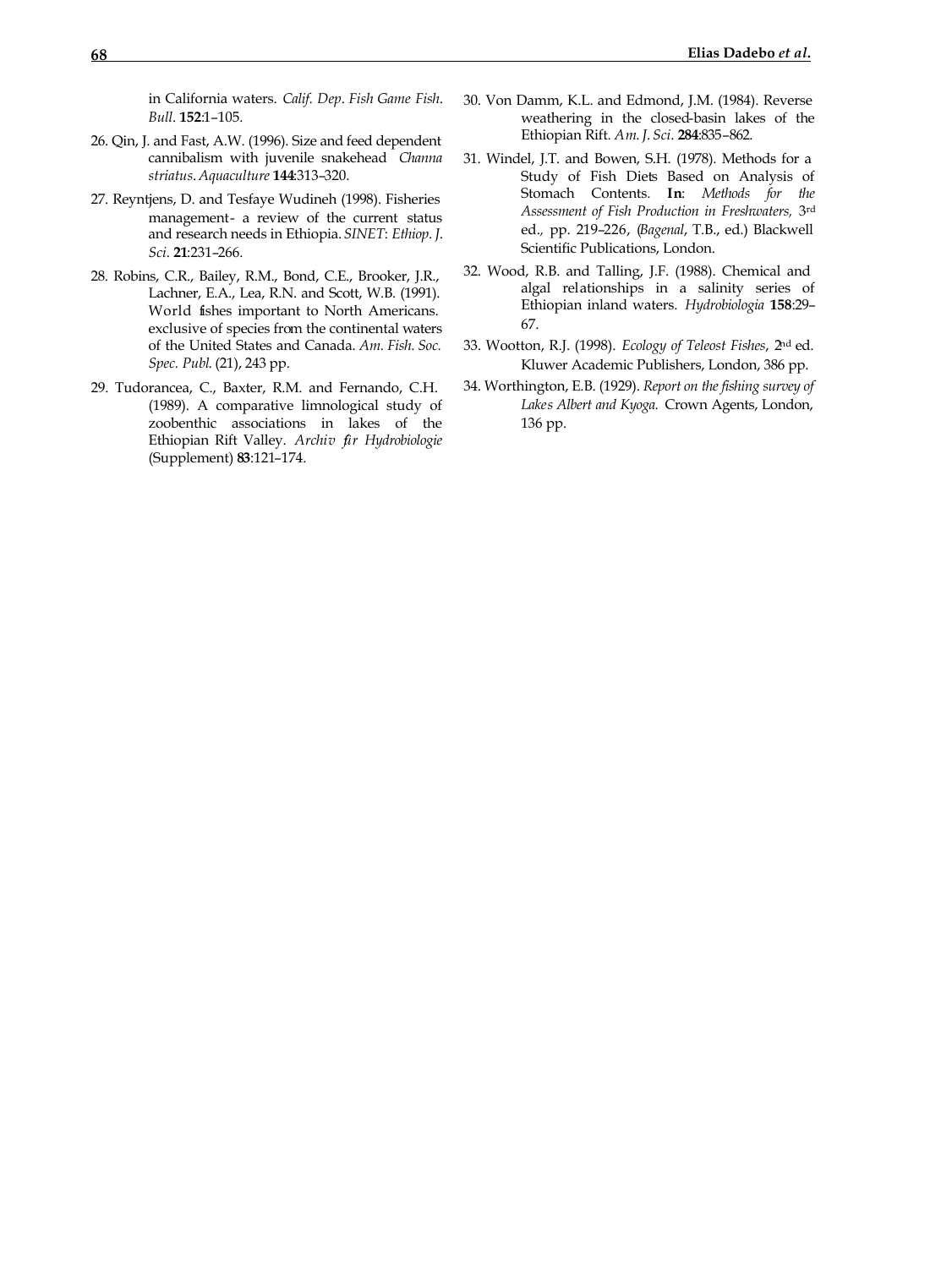in California waters. *Calif. Dep. Fish Game Fish. Bull.* **152**:1–105.

26. Qin, J. and Fast, A.W. (1996). Size and feed dependent cannibalism with juvenile snakehead *Channa striatus*. *Aquaculture* **144**:313–320.

27. Reyntjens, D. and Tesfaye Wudineh (1998). Fisheries management- a review of the current status and research needs in Ethiopia. *SINET: Ethiop. J. Sci.* **21**:231–266.

28. Robins, C.R., Bailey, R.M., Bond, C.E., Brooker, J.R., Lachner, E.A., Lea, R.N. and Scott, W.B. (1991). World fishes important to North Americans. exclusive of species from the continental waters of the United States and Canada. *Am. Fish. Soc. Spec. Publ.* (21), 243 pp.

29. Tudorancea, C., Baxter, R.M. and Fernando, C.H. (1989). A comparative limnological study of zoobenthic associations in lakes of the Ethiopian Rift Valley. *Archiv für Hydrobiologie* (Supplement) **83**:121–174.

30. Von Damm, K.L. and Edmond, J.M. (1984). Reverse weathering in the closed-basin lakes of the Ethiopian Rift. *Am. J. Sci.* **284**:835–862.

31. Windel, J.T. and Bowen, S.H. (1978). Methods for a Study of Fish Diets Based on Analysis of Stomach Contents. **In**: *Methods for the Assessment of Fish Production in Freshwaters,* 3rd ed., pp. 219–226, (*Bagenal*, T.B., ed.) Blackwell Scientific Publications, London.

32. Wood, R.B. and Talling, J.F. (1988). Chemical and algal relationships in a salinity series of Ethiopian inland waters. *Hydrobiologia* **158**:29–67.

33. Wootton, R.J. (1998). *Ecology of Teleost Fishes*, 2nd ed. Kluwer Academic Publishers, London, 386 pp.

34. Worthington, E.B. (1929). *Report on the fishing survey of Lakes Albert and Kyoga.* Crown Agents, London, 136 pp.